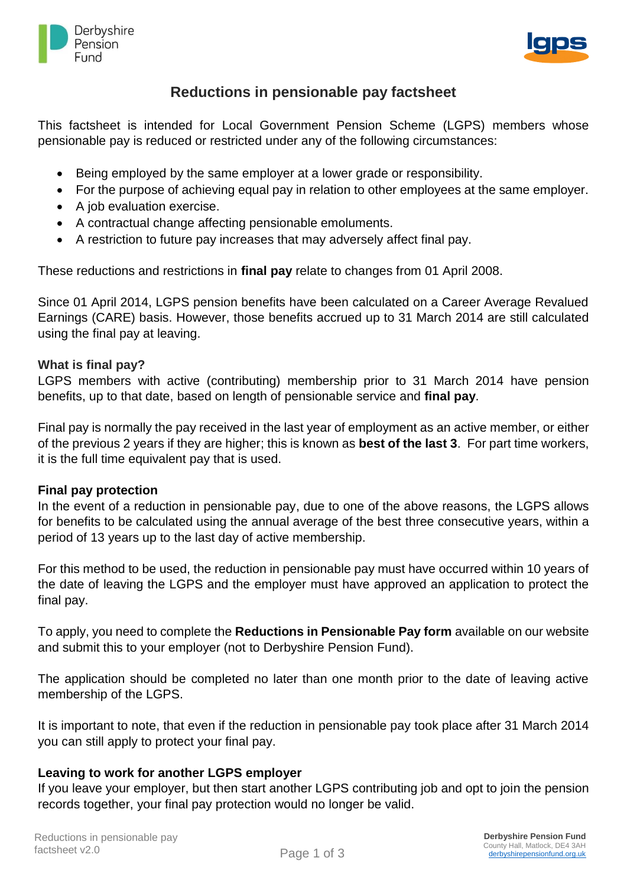# Reductions in pensionable pay factsheet

This factsheet is intended for Local Government Pension Scheme (LGPS) members whose pensionable pay is reduced or restricted under any of the following circumstances:

- Being employed by the same employer at a lower grade or responsibility.
- For the purpose of achieving equal pay in relation to other employees at the same employer.
- A job evaluation exercise.
- A contractual change affecting pensionable emoluments.
- A restriction to future pay increases that may adversely affect final pay.

These reductions and restrictions in **final pay** relate to changes from 01 April 2008.

Since 01 April 2014, LGPS pension benefits have been calculated on a Career Average Revalued Earnings (CARE) basis. However, those benefits accrued up to 31 March 2014 are still calculated using the final pay at leaving.

### What is final pay?

LGPS members with active (contributing) membership prior to 31 March 2014 have pension benefits, up to that date, based on length of pensionable service and **final pay**.

Final pay is normally the pay received in the last year of employment as an active member, or either of the previous 2 years if they are higher; this is known as **best of the last 3**. For part time workers, it is the full time equivalent pay that is used.

### Final pay protection

In the event of a reduction in pensionable pay, due to one of the above reasons, the LGPS allows for benefits to be calculated using the annual average of the best three consecutive years, within a period of 13 years up to the last day of active membership.

For this method to be used, the reduction in pensionable pay must have occurred within 10 years of the date of leaving the LGPS and the employer must have approved an application to protect the final pay.

To apply, you need to complete the **Reductions in Pensionable Pay form** available on our website and submit this to your employer (not to Derbyshire Pension Fund).

The application should be completed no later than one month prior to the date of leaving active membership of the LGPS.

It is important to note, that even if the reduction in pensionable pay took place after 31 March 2014 you can still apply to protect your final pay.

### Leaving to work for another LGPS employer

If you leave your employer, but then start another LGPS contributing job and opt to join the pension records together, your final pay protection would no longer be valid.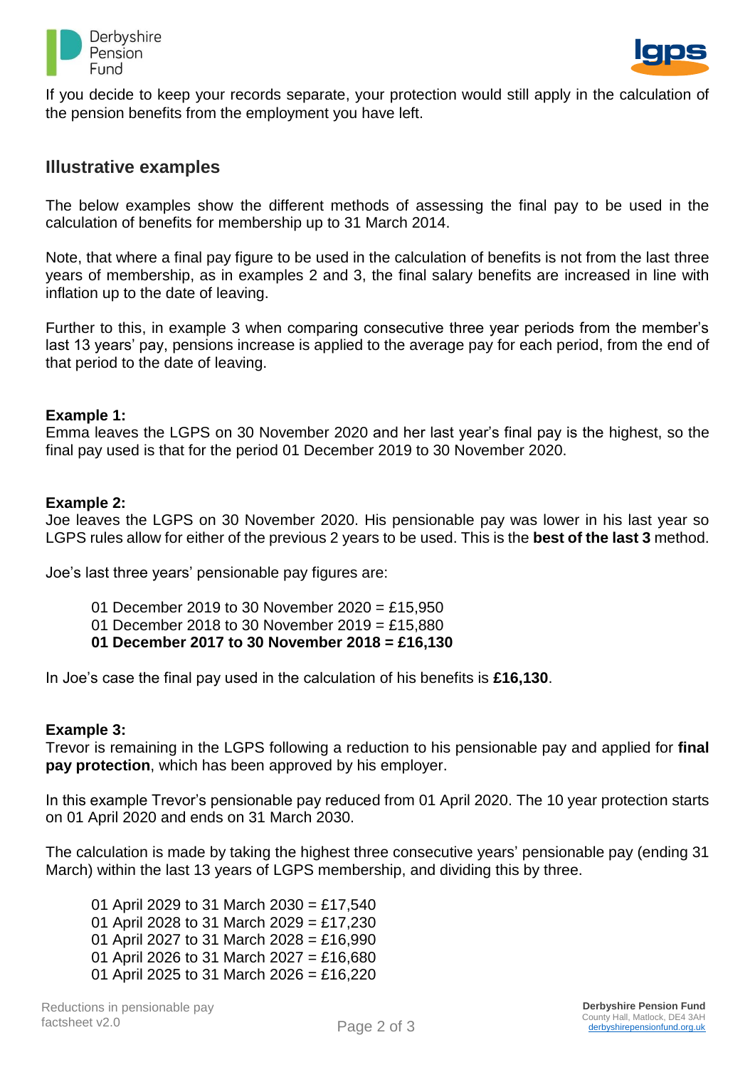If you decide to keep your records separate, your protection would still apply in the calculation of the pension benefits from the employment you have left.

## Illustrative examples

The below examples show the different methods of assessing the final pay to be used in the calculation of benefits for membership up to 31 March 2014.

Note, that where a final pay figure to be used in the calculation of benefits is not from the last three years of membership, as in examples 2 and 3, the final salary benefits are increased in line with inflation up to the date of leaving.

Further to this, in example 3 when comparing consecutive three year periods from the member's last 13 years' pay, pensions increase is applied to the average pay for each period, from the end of that period to the date of leaving.

**Example 1:**
Emma leaves the LGPS on 30 November 2020 and her last year's final pay is the highest, so the final pay used is that for the period 01 December 2019 to 30 November 2020.

**Example 2:**
Joe leaves the LGPS on 30 November 2020. His pensionable pay was lower in his last year so LGPS rules allow for either of the previous 2 years to be used. This is the **best of the last 3** method.

Joe's last three years' pensionable pay figures are:

01 December 2019 to 30 November 2020 = £15,950
01 December 2018 to 30 November 2019 = £15,880
**01 December 2017 to 30 November 2018 = £16,130**

In Joe's case the final pay used in the calculation of his benefits is **£16,130**.

**Example 3:**
Trevor is remaining in the LGPS following a reduction to his pensionable pay and applied for **final pay protection**, which has been approved by his employer.

In this example Trevor's pensionable pay reduced from 01 April 2020. The 10 year protection starts on 01 April 2020 and ends on 31 March 2030.

The calculation is made by taking the highest three consecutive years' pensionable pay (ending 31 March) within the last 13 years of LGPS membership, and dividing this by three.

01 April 2029 to 31 March 2030 = £17,540
01 April 2028 to 31 March 2029 = £17,230
01 April 2027 to 31 March 2028 = £16,990
01 April 2026 to 31 March 2027 = £16,680
01 April 2025 to 31 March 2026 = £16,220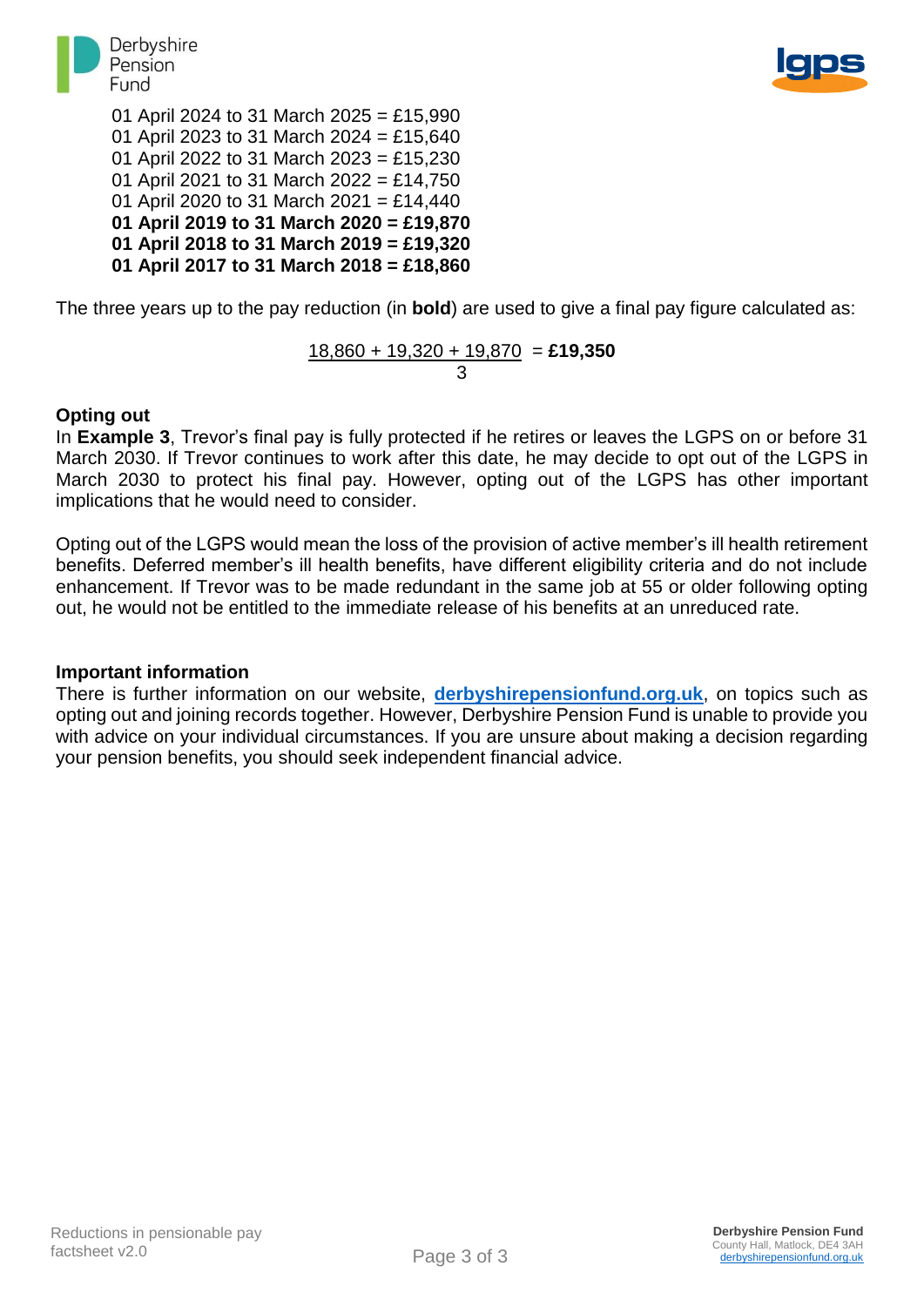01 April 2024 to 31 March 2025 = £15,990
01 April 2023 to 31 March 2024 = £15,640
01 April 2022 to 31 March 2023 = £15,230
01 April 2021 to 31 March 2022 = £14,750
01 April 2020 to 31 March 2021 = £14,440
**01 April 2019 to 31 March 2020 = £19,870**
**01 April 2018 to 31 March 2019 = £19,320**
**01 April 2017 to 31 March 2018 = £18,860**

The three years up to the pay reduction (in **bold**) are used to give a final pay figure calculated as:

$$\frac{18{,}860 + 19{,}320 + 19{,}870}{3} = \mathbf{£19{,}350}$$

**Opting out**

In **Example 3**, Trevor's final pay is fully protected if he retires or leaves the LGPS on or before 31 March 2030. If Trevor continues to work after this date, he may decide to opt out of the LGPS in March 2030 to protect his final pay. However, opting out of the LGPS has other important implications that he would need to consider.

Opting out of the LGPS would mean the loss of the provision of active member's ill health retirement benefits. Deferred member's ill health benefits, have different eligibility criteria and do not include enhancement. If Trevor was to be made redundant in the same job at 55 or older following opting out, he would not be entitled to the immediate release of his benefits at an unreduced rate.

**Important information**

There is further information on our website, **derbyshirepensionfund.org.uk**, on topics such as opting out and joining records together. However, Derbyshire Pension Fund is unable to provide you with advice on your individual circumstances. If you are unsure about making a decision regarding your pension benefits, you should seek independent financial advice.